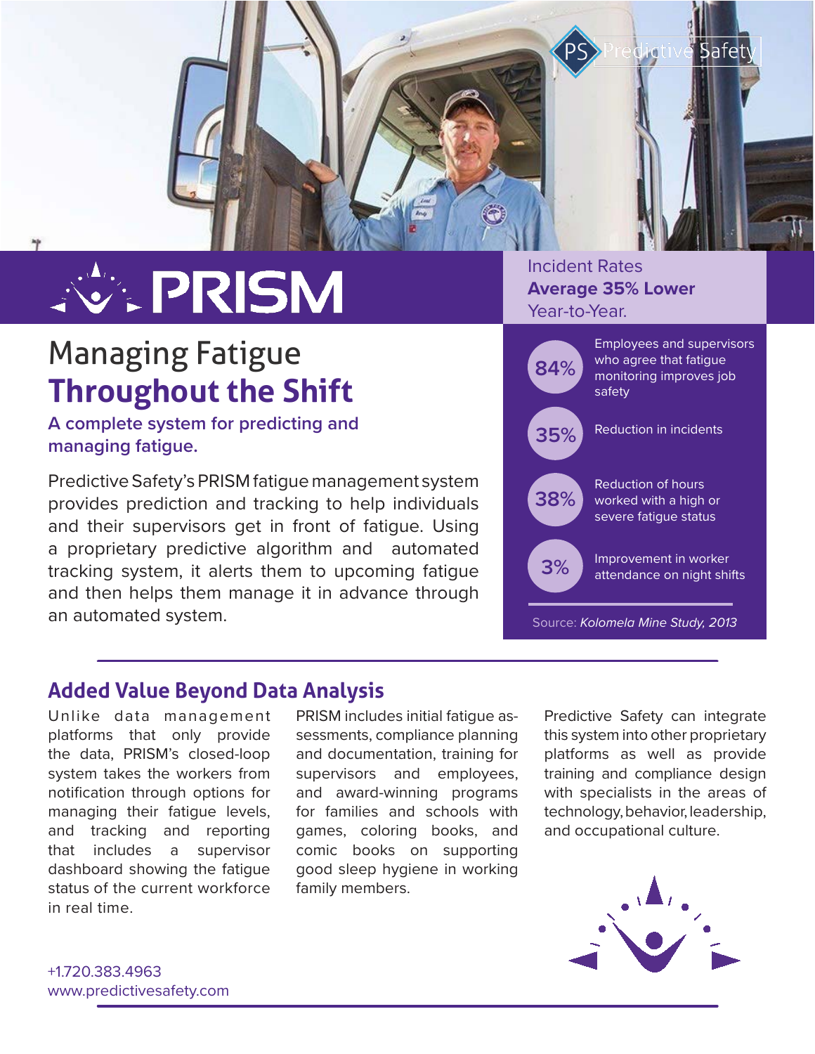# PRISM

## Managing Fatigue **Throughout the Shift**

**A complete system for predicting and managing fatigue.**

Predictive Safety's PRISM fatigue management system provides prediction and tracking to help individuals and their supervisors get in front of fatigue. Using a proprietary predictive algorithm and automated tracking system, it alerts them to upcoming fatigue and then helps them manage it in advance through an automated system.

Incident Rates **Average 35% Lower** Year-to-Year.

- **84%** Employees and supervisors who agree that fatigue monitoring improves job safety
- **35%** Reduction in incidents
- **38%** Reduction of hours worked with a high or severe fatigue status
- **3%** Improvement in worker attendance on night shifts

Source: *Kolomela Mine Study, 2013*

## Added Value Beyond Data Analysis

Unlike data management platforms that only provide the data, PRISM's closed-loop system takes the workers from notification through options for managing their fatigue levels, and tracking and reporting that includes a supervisor dashboard showing the fatigue status of the current workforce in real time.

PRISM includes initial fatigue assessments, compliance planning and documentation, training for supervisors and employees, and award-winning programs for families and schools with games, coloring books, and comic books on supporting good sleep hygiene in working family members.

Predictive Safety can integrate this system into other proprietary platforms as well as provide training and compliance design with specialists in the areas of technology, behavior, leadership, and occupational culture.

+1.720.383.4963
www.predictivesafety.com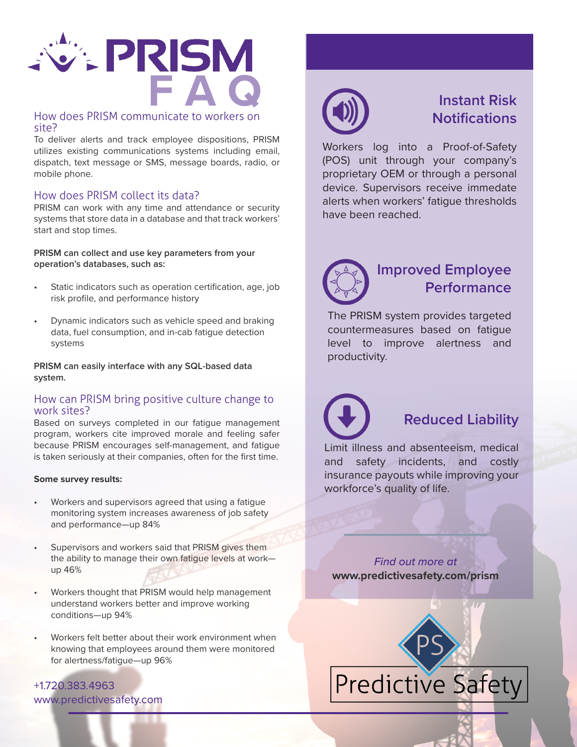# PRISM FAQ

## How does PRISM communicate to workers on site?

To deliver alerts and track employee dispositions, PRISM utilizes existing communications systems including email, dispatch, text message or SMS, message boards, radio, or mobile phone.

## How does PRISM collect its data?

PRISM can work with any time and attendance or security systems that store data in a database and that track workers' start and stop times.

**PRISM can collect and use key parameters from your operation's databases, such as:**

- Static indicators such as operation certification, age, job risk profile, and performance history
- Dynamic indicators such as vehicle speed and braking data, fuel consumption, and in-cab fatigue detection systems

**PRISM can easily interface with any SQL-based data system.**

## How can PRISM bring positive culture change to work sites?

Based on surveys completed in our fatigue management program, workers cite improved morale and feeling safer because PRISM encourages self-management, and fatigue is taken seriously at their companies, often for the first time.

**Some survey results:**

- Workers and supervisors agreed that using a fatigue monitoring system increases awareness of job safety and performance—up 84%
- Supervisors and workers said that PRISM gives them the ability to manage their own fatigue levels at work—up 46%
- Workers thought that PRISM would help management understand workers better and improve working conditions—up 94%
- Workers felt better about their work environment when knowing that employees around them were monitored for alertness/fatigue—up 96%

+1.720.383.4963
www.predictivesafety.com

## Instant Risk Notifications

Workers log into a Proof-of-Safety (POS) unit through your company's proprietary OEM or through a personal device. Supervisors receive immedate alerts when workers' fatigue thresholds have been reached.

## Improved Employee Performance

The PRISM system provides targeted countermeasures based on fatigue level to improve alertness and productivity.

## Reduced Liability

Limit illness and absenteeism, medical and safety incidents, and costly insurance payouts while improving your workforce's quality of life.

*Find out more at*
**www.predictivesafety.com/prism**

PS
Predictive Safety